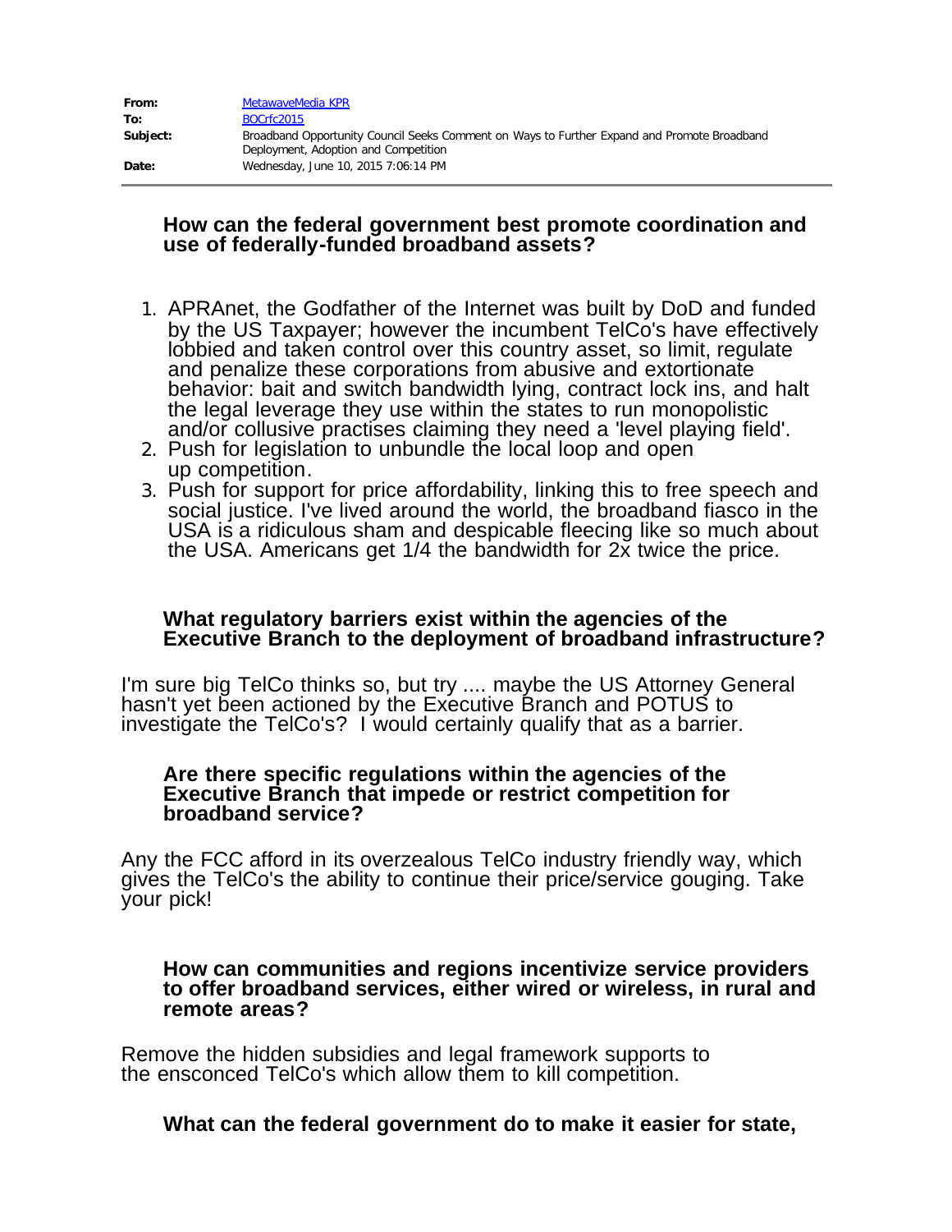| | |
|---|---|
| **From:** | MetawaveMedia KPR |
| **To:** | BOCrfc2015 |
| **Subject:** | Broadband Opportunity Council Seeks Comment on Ways to Further Expand and Promote Broadband Deployment, Adoption and Competition |
| **Date:** | Wednesday, June 10, 2015 7:06:14 PM |

### How can the federal government best promote coordination and use of federally-funded broadband assets?

1. APRAnet, the Godfather of the Internet was built by DoD and funded by the US Taxpayer; however the incumbent TelCo's have effectively lobbied and taken control over this country asset, so limit, regulate and penalize these corporations from abusive and extortionate behavior: bait and switch bandwidth lying, contract lock ins, and halt the legal leverage they use within the states to run monopolistic and/or collusive practises claiming they need a 'level playing field'.
2. Push for legislation to unbundle the local loop and open up competition.
3. Push for support for price affordability, linking this to free speech and social justice. I've lived around the world, the broadband fiasco in the USA is a ridiculous sham and despicable fleecing like so much about the USA. Americans get 1/4 the bandwidth for 2x twice the price.

### What regulatory barriers exist within the agencies of the Executive Branch to the deployment of broadband infrastructure?

I'm sure big TelCo thinks so, but try .... maybe the US Attorney General hasn't yet been actioned by the Executive Branch and POTUS to investigate the TelCo's? I would certainly qualify that as a barrier.

### Are there specific regulations within the agencies of the Executive Branch that impede or restrict competition for broadband service?

Any the FCC afford in its overzealous TelCo industry friendly way, which gives the TelCo's the ability to continue their price/service gouging. Take your pick!

### How can communities and regions incentivize service providers to offer broadband services, either wired or wireless, in rural and remote areas?

Remove the hidden subsidies and legal framework supports to the ensconced TelCo's which allow them to kill competition.

### What can the federal government do to make it easier for state,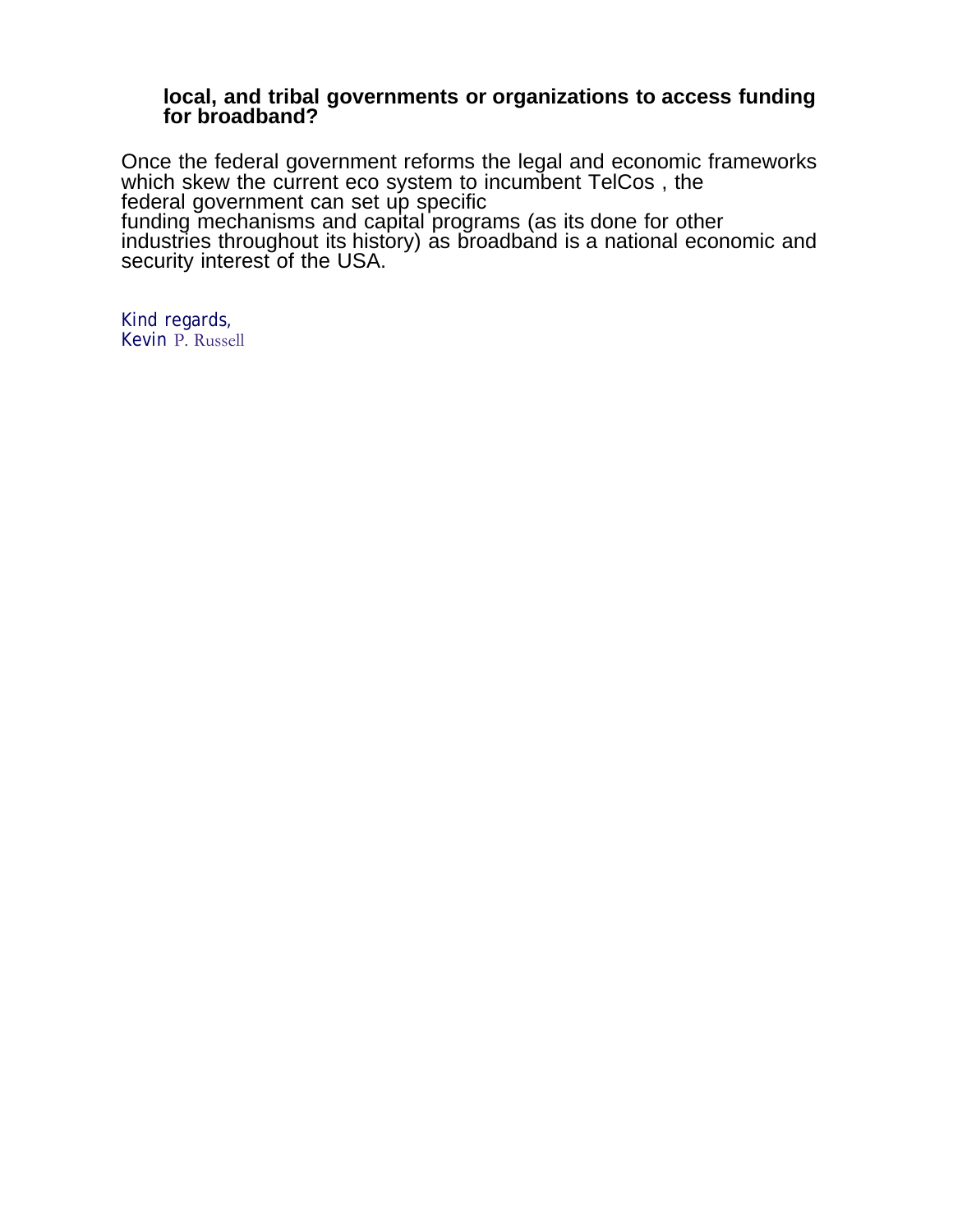**local, and tribal governments or organizations to access funding for broadband?**

Once the federal government reforms the legal and economic frameworks which skew the current eco system to incumbent TelCos , the federal government can set up specific funding mechanisms and capital programs (as its done for other industries throughout its history) as broadband is a national economic and security interest of the USA.

Kind regards,
Kevin P. Russell